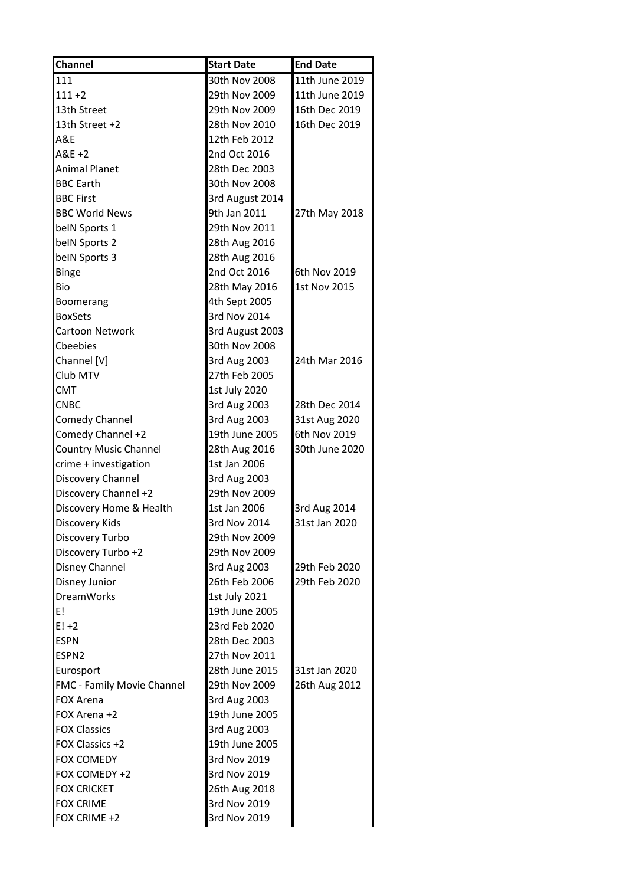| Channel | Start Date | End Date |
|---|---|---|
| 111 | 30th Nov 2008 | 11th June 2019 |
| 111 +2 | 29th Nov 2009 | 11th June 2019 |
| 13th Street | 29th Nov 2009 | 16th Dec 2019 |
| 13th Street +2 | 28th Nov 2010 | 16th Dec 2019 |
| A&E | 12th Feb 2012 | |
| A&E +2 | 2nd Oct 2016 | |
| Animal Planet | 28th Dec 2003 | |
| BBC Earth | 30th Nov 2008 | |
| BBC First | 3rd August 2014 | |
| BBC World News | 9th Jan 2011 | 27th May 2018 |
| beIN Sports 1 | 29th Nov 2011 | |
| beIN Sports 2 | 28th Aug 2016 | |
| beIN Sports 3 | 28th Aug 2016 | |
| Binge | 2nd Oct 2016 | 6th Nov 2019 |
| Bio | 28th May 2016 | 1st Nov 2015 |
| Boomerang | 4th Sept 2005 | |
| BoxSets | 3rd Nov 2014 | |
| Cartoon Network | 3rd August 2003 | |
| Cbeebies | 30th Nov 2008 | |
| Channel [V] | 3rd Aug 2003 | 24th Mar 2016 |
| Club MTV | 27th Feb 2005 | |
| CMT | 1st July 2020 | |
| CNBC | 3rd Aug 2003 | 28th Dec 2014 |
| Comedy Channel | 3rd Aug 2003 | 31st Aug 2020 |
| Comedy Channel +2 | 19th June 2005 | 6th Nov 2019 |
| Country Music Channel | 28th Aug 2016 | 30th June 2020 |
| crime + investigation | 1st Jan 2006 | |
| Discovery Channel | 3rd Aug 2003 | |
| Discovery Channel +2 | 29th Nov 2009 | |
| Discovery Home & Health | 1st Jan 2006 | 3rd Aug 2014 |
| Discovery Kids | 3rd Nov 2014 | 31st Jan 2020 |
| Discovery Turbo | 29th Nov 2009 | |
| Discovery Turbo +2 | 29th Nov 2009 | |
| Disney Channel | 3rd Aug 2003 | 29th Feb 2020 |
| Disney Junior | 26th Feb 2006 | 29th Feb 2020 |
| DreamWorks | 1st July 2021 | |
| E! | 19th June 2005 | |
| E! +2 | 23rd Feb 2020 | |
| ESPN | 28th Dec 2003 | |
| ESPN2 | 27th Nov 2011 | |
| Eurosport | 28th June 2015 | 31st Jan 2020 |
| FMC - Family Movie Channel | 29th Nov 2009 | 26th Aug 2012 |
| FOX Arena | 3rd Aug 2003 | |
| FOX Arena +2 | 19th June 2005 | |
| FOX Classics | 3rd Aug 2003 | |
| FOX Classics +2 | 19th June 2005 | |
| FOX COMEDY | 3rd Nov 2019 | |
| FOX COMEDY +2 | 3rd Nov 2019 | |
| FOX CRICKET | 26th Aug 2018 | |
| FOX CRIME | 3rd Nov 2019 | |
| FOX CRIME +2 | 3rd Nov 2019 | |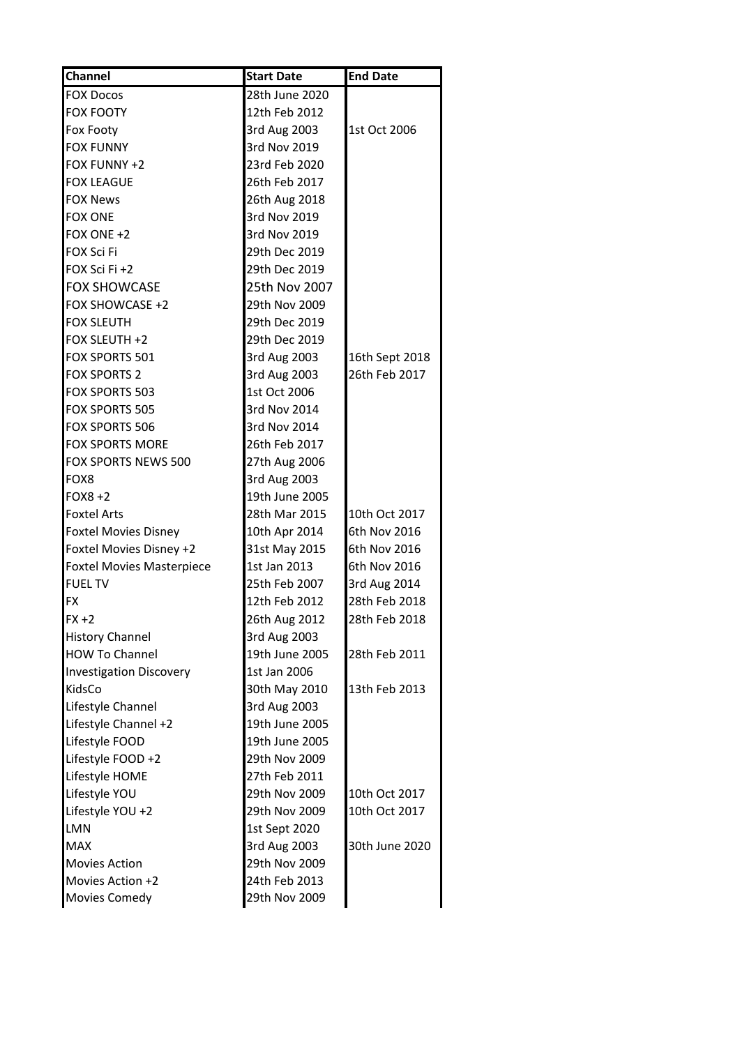| Channel | Start Date | End Date |
|---|---|---|
| FOX Docos | 28th June 2020 | |
| FOX FOOTY | 12th Feb 2012 | |
| Fox Footy | 3rd Aug 2003 | 1st Oct 2006 |
| FOX FUNNY | 3rd Nov 2019 | |
| FOX FUNNY +2 | 23rd Feb 2020 | |
| FOX LEAGUE | 26th Feb 2017 | |
| FOX News | 26th Aug 2018 | |
| FOX ONE | 3rd Nov 2019 | |
| FOX ONE +2 | 3rd Nov 2019 | |
| FOX Sci Fi | 29th Dec 2019 | |
| FOX Sci Fi +2 | 29th Dec 2019 | |
| FOX SHOWCASE | 25th Nov 2007 | |
| FOX SHOWCASE +2 | 29th Nov 2009 | |
| FOX SLEUTH | 29th Dec 2019 | |
| FOX SLEUTH +2 | 29th Dec 2019 | |
| FOX SPORTS 501 | 3rd Aug 2003 | 16th Sept 2018 |
| FOX SPORTS 2 | 3rd Aug 2003 | 26th Feb 2017 |
| FOX SPORTS 503 | 1st Oct 2006 | |
| FOX SPORTS 505 | 3rd Nov 2014 | |
| FOX SPORTS 506 | 3rd Nov 2014 | |
| FOX SPORTS MORE | 26th Feb 2017 | |
| FOX SPORTS NEWS 500 | 27th Aug 2006 | |
| FOX8 | 3rd Aug 2003 | |
| FOX8 +2 | 19th June 2005 | |
| Foxtel Arts | 28th Mar 2015 | 10th Oct 2017 |
| Foxtel Movies Disney | 10th Apr 2014 | 6th Nov 2016 |
| Foxtel Movies Disney +2 | 31st May 2015 | 6th Nov 2016 |
| Foxtel Movies Masterpiece | 1st Jan 2013 | 6th Nov 2016 |
| FUEL TV | 25th Feb 2007 | 3rd Aug 2014 |
| FX | 12th Feb 2012 | 28th Feb 2018 |
| FX +2 | 26th Aug 2012 | 28th Feb 2018 |
| History Channel | 3rd Aug 2003 | |
| HOW To Channel | 19th June 2005 | 28th Feb 2011 |
| Investigation Discovery | 1st Jan 2006 | |
| KidsCo | 30th May 2010 | 13th Feb 2013 |
| Lifestyle Channel | 3rd Aug 2003 | |
| Lifestyle Channel +2 | 19th June 2005 | |
| Lifestyle FOOD | 19th June 2005 | |
| Lifestyle FOOD +2 | 29th Nov 2009 | |
| Lifestyle HOME | 27th Feb 2011 | |
| Lifestyle YOU | 29th Nov 2009 | 10th Oct 2017 |
| Lifestyle YOU +2 | 29th Nov 2009 | 10th Oct 2017 |
| LMN | 1st Sept 2020 | |
| MAX | 3rd Aug 2003 | 30th June 2020 |
| Movies Action | 29th Nov 2009 | |
| Movies Action +2 | 24th Feb 2013 | |
| Movies Comedy | 29th Nov 2009 | |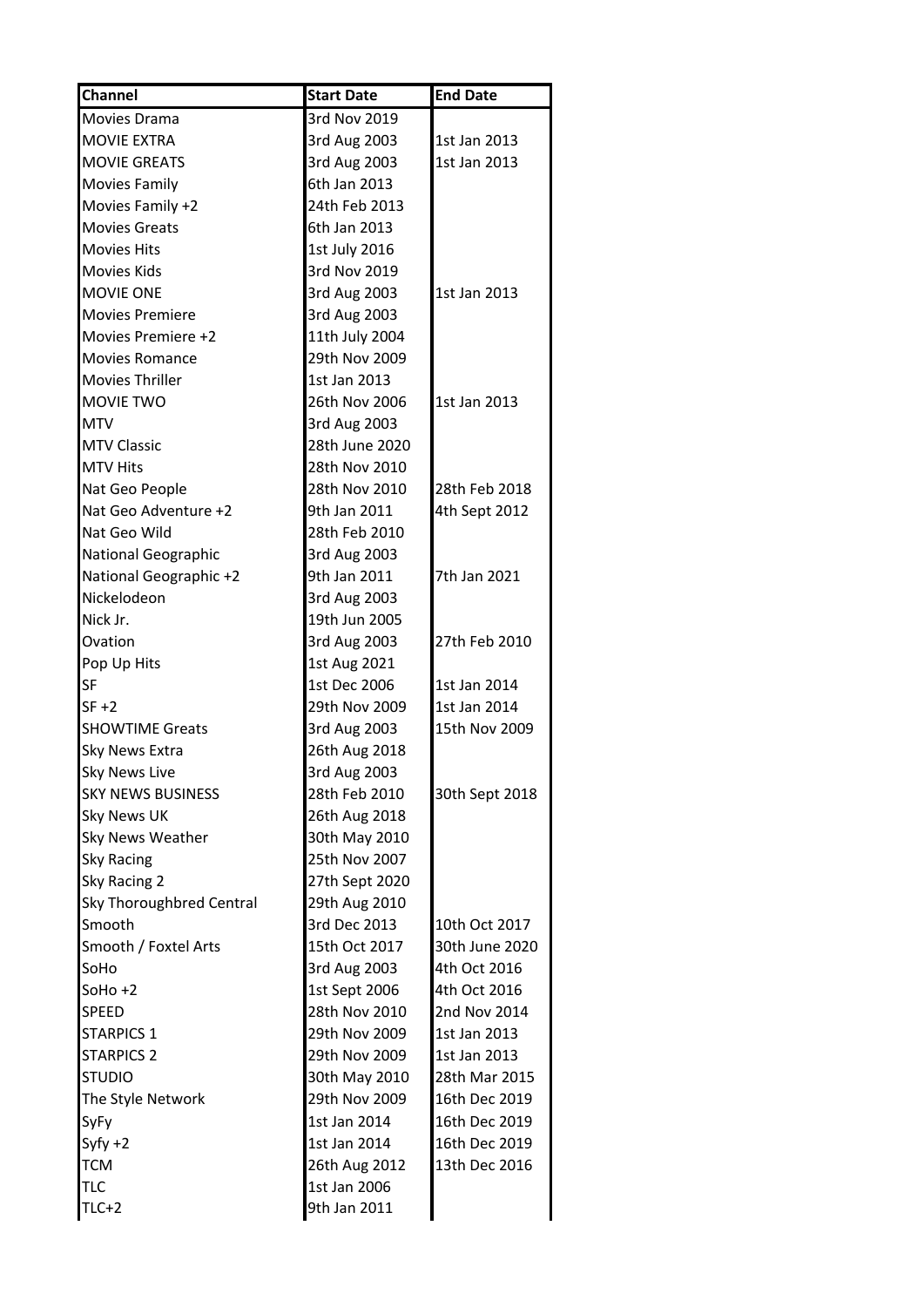| Channel | Start Date | End Date |
|---|---|---|
| Movies Drama | 3rd Nov 2019 | |
| MOVIE EXTRA | 3rd Aug 2003 | 1st Jan 2013 |
| MOVIE GREATS | 3rd Aug 2003 | 1st Jan 2013 |
| Movies Family | 6th Jan 2013 | |
| Movies Family +2 | 24th Feb 2013 | |
| Movies Greats | 6th Jan 2013 | |
| Movies Hits | 1st July 2016 | |
| Movies Kids | 3rd Nov 2019 | |
| MOVIE ONE | 3rd Aug 2003 | 1st Jan 2013 |
| Movies Premiere | 3rd Aug 2003 | |
| Movies Premiere +2 | 11th July 2004 | |
| Movies Romance | 29th Nov 2009 | |
| Movies Thriller | 1st Jan 2013 | |
| MOVIE TWO | 26th Nov 2006 | 1st Jan 2013 |
| MTV | 3rd Aug 2003 | |
| MTV Classic | 28th June 2020 | |
| MTV Hits | 28th Nov 2010 | |
| Nat Geo People | 28th Nov 2010 | 28th Feb 2018 |
| Nat Geo Adventure +2 | 9th Jan 2011 | 4th Sept 2012 |
| Nat Geo Wild | 28th Feb 2010 | |
| National Geographic | 3rd Aug 2003 | |
| National Geographic +2 | 9th Jan 2011 | 7th Jan 2021 |
| Nickelodeon | 3rd Aug 2003 | |
| Nick Jr. | 19th Jun 2005 | |
| Ovation | 3rd Aug 2003 | 27th Feb 2010 |
| Pop Up Hits | 1st Aug 2021 | |
| SF | 1st Dec 2006 | 1st Jan 2014 |
| SF +2 | 29th Nov 2009 | 1st Jan 2014 |
| SHOWTIME Greats | 3rd Aug 2003 | 15th Nov 2009 |
| Sky News Extra | 26th Aug 2018 | |
| Sky News Live | 3rd Aug 2003 | |
| SKY NEWS BUSINESS | 28th Feb 2010 | 30th Sept 2018 |
| Sky News UK | 26th Aug 2018 | |
| Sky News Weather | 30th May 2010 | |
| Sky Racing | 25th Nov 2007 | |
| Sky Racing 2 | 27th Sept 2020 | |
| Sky Thoroughbred Central | 29th Aug 2010 | |
| Smooth | 3rd Dec 2013 | 10th Oct 2017 |
| Smooth / Foxtel Arts | 15th Oct 2017 | 30th June 2020 |
| SoHo | 3rd Aug 2003 | 4th Oct 2016 |
| SoHo +2 | 1st Sept 2006 | 4th Oct 2016 |
| SPEED | 28th Nov 2010 | 2nd Nov 2014 |
| STARPICS 1 | 29th Nov 2009 | 1st Jan 2013 |
| STARPICS 2 | 29th Nov 2009 | 1st Jan 2013 |
| STUDIO | 30th May 2010 | 28th Mar 2015 |
| The Style Network | 29th Nov 2009 | 16th Dec 2019 |
| SyFy | 1st Jan 2014 | 16th Dec 2019 |
| Syfy +2 | 1st Jan 2014 | 16th Dec 2019 |
| TCM | 26th Aug 2012 | 13th Dec 2016 |
| TLC | 1st Jan 2006 | |
| TLC+2 | 9th Jan 2011 | |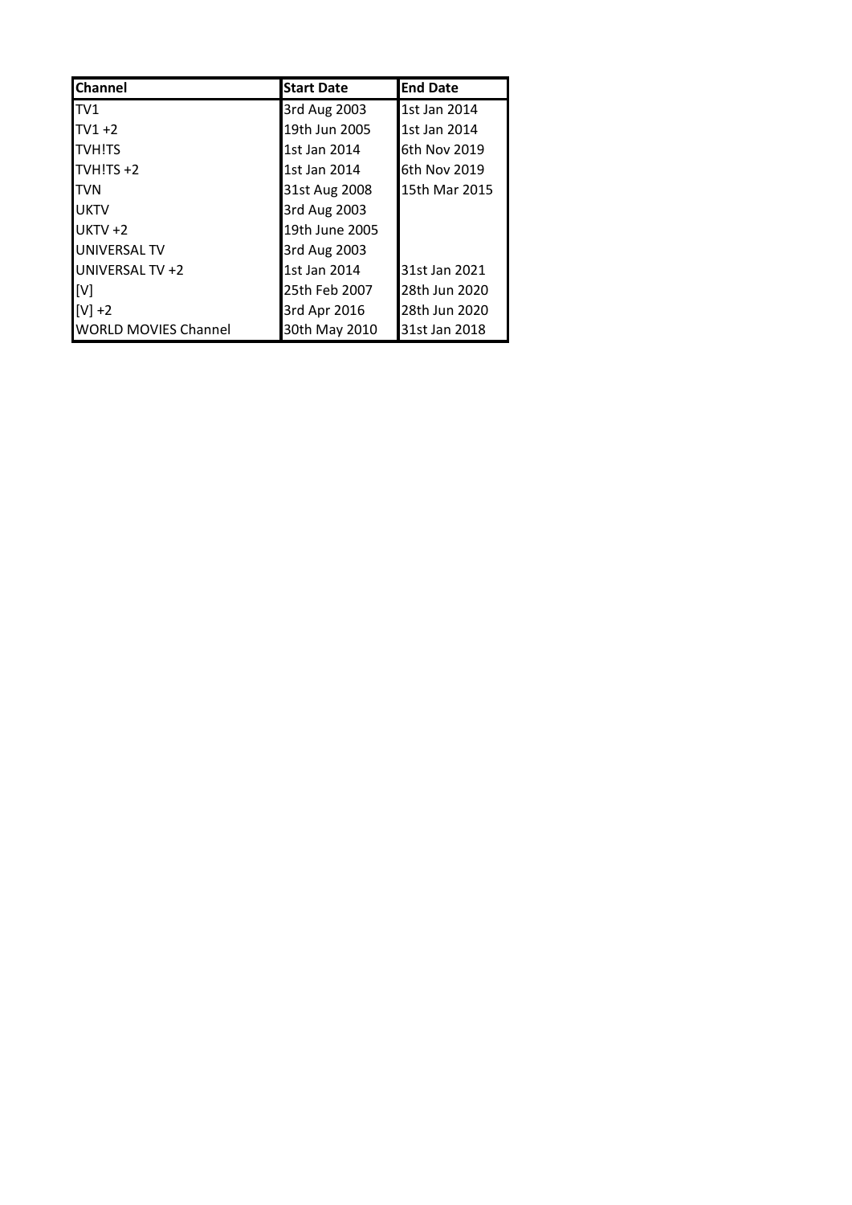| Channel | Start Date | End Date |
|---|---|---|
| TV1 | 3rd Aug 2003 | 1st Jan 2014 |
| TV1 +2 | 19th Jun 2005 | 1st Jan 2014 |
| TVH!TS | 1st Jan 2014 | 6th Nov 2019 |
| TVH!TS +2 | 1st Jan 2014 | 6th Nov 2019 |
| TVN | 31st Aug 2008 | 15th Mar 2015 |
| UKTV | 3rd Aug 2003 | |
| UKTV +2 | 19th June 2005 | |
| UNIVERSAL TV | 3rd Aug 2003 | |
| UNIVERSAL TV +2 | 1st Jan 2014 | 31st Jan 2021 |
| [V] | 25th Feb 2007 | 28th Jun 2020 |
| [V] +2 | 3rd Apr 2016 | 28th Jun 2020 |
| WORLD MOVIES Channel | 30th May 2010 | 31st Jan 2018 |